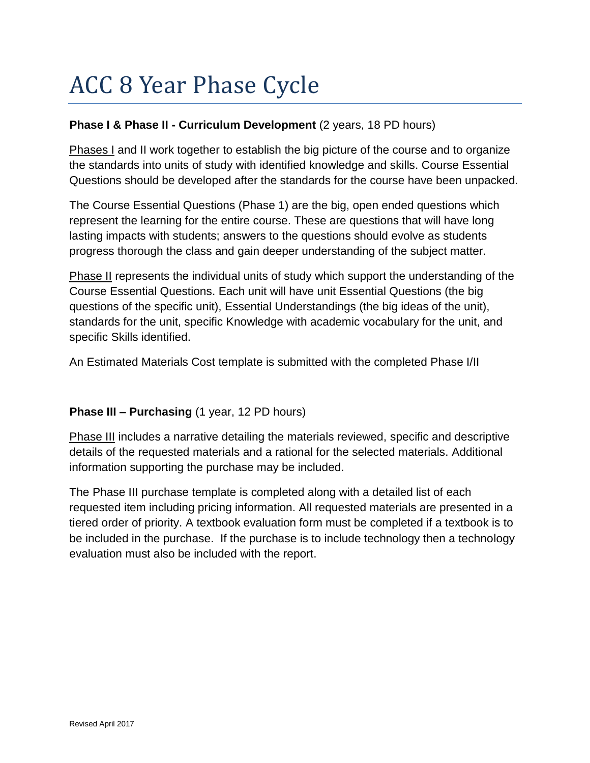# ACC 8 Year Phase Cycle

**Phase I & Phase II - Curriculum Development** (2 years, 18 PD hours)

Phases I and II work together to establish the big picture of the course and to organize the standards into units of study with identified knowledge and skills. Course Essential Questions should be developed after the standards for the course have been unpacked.

The Course Essential Questions (Phase 1) are the big, open ended questions which represent the learning for the entire course. These are questions that will have long lasting impacts with students; answers to the questions should evolve as students progress thorough the class and gain deeper understanding of the subject matter.

Phase II represents the individual units of study which support the understanding of the Course Essential Questions. Each unit will have unit Essential Questions (the big questions of the specific unit), Essential Understandings (the big ideas of the unit), standards for the unit, specific Knowledge with academic vocabulary for the unit, and specific Skills identified.

An Estimated Materials Cost template is submitted with the completed Phase I/II

**Phase III – Purchasing** (1 year, 12 PD hours)

Phase III includes a narrative detailing the materials reviewed, specific and descriptive details of the requested materials and a rational for the selected materials. Additional information supporting the purchase may be included.

The Phase III purchase template is completed along with a detailed list of each requested item including pricing information. All requested materials are presented in a tiered order of priority. A textbook evaluation form must be completed if a textbook is to be included in the purchase. If the purchase is to include technology then a technology evaluation must also be included with the report.

Revised April 2017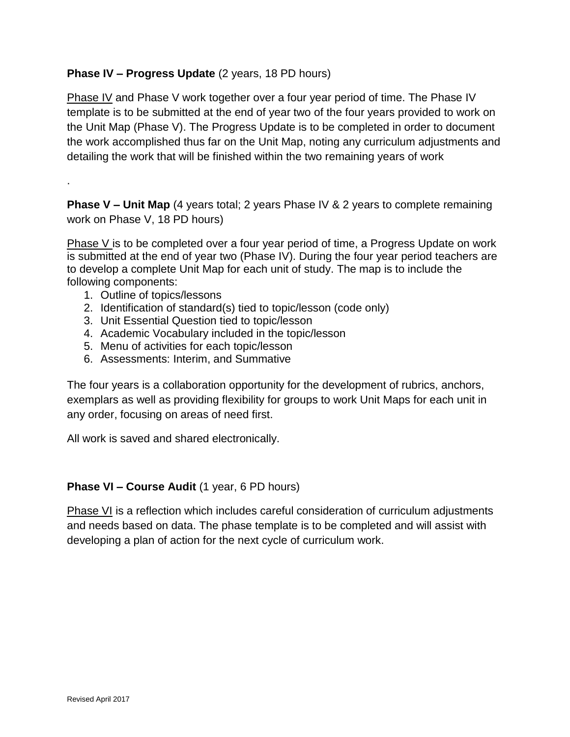**Phase IV – Progress Update** (2 years, 18 PD hours)

Phase IV and Phase V work together over a four year period of time. The Phase IV template is to be submitted at the end of year two of the four years provided to work on the Unit Map (Phase V). The Progress Update is to be completed in order to document the work accomplished thus far on the Unit Map, noting any curriculum adjustments and detailing the work that will be finished within the two remaining years of work

.

**Phase V – Unit Map** (4 years total; 2 years Phase IV & 2 years to complete remaining work on Phase V, 18 PD hours)

Phase V is to be completed over a four year period of time, a Progress Update on work is submitted at the end of year two (Phase IV). During the four year period teachers are to develop a complete Unit Map for each unit of study. The map is to include the following components:

1. Outline of topics/lessons
2. Identification of standard(s) tied to topic/lesson (code only)
3. Unit Essential Question tied to topic/lesson
4. Academic Vocabulary included in the topic/lesson
5. Menu of activities for each topic/lesson
6. Assessments: Interim, and Summative

The four years is a collaboration opportunity for the development of rubrics, anchors, exemplars as well as providing flexibility for groups to work Unit Maps for each unit in any order, focusing on areas of need first.

All work is saved and shared electronically.

**Phase VI – Course Audit** (1 year, 6 PD hours)

Phase VI is a reflection which includes careful consideration of curriculum adjustments and needs based on data. The phase template is to be completed and will assist with developing a plan of action for the next cycle of curriculum work.

Revised April 2017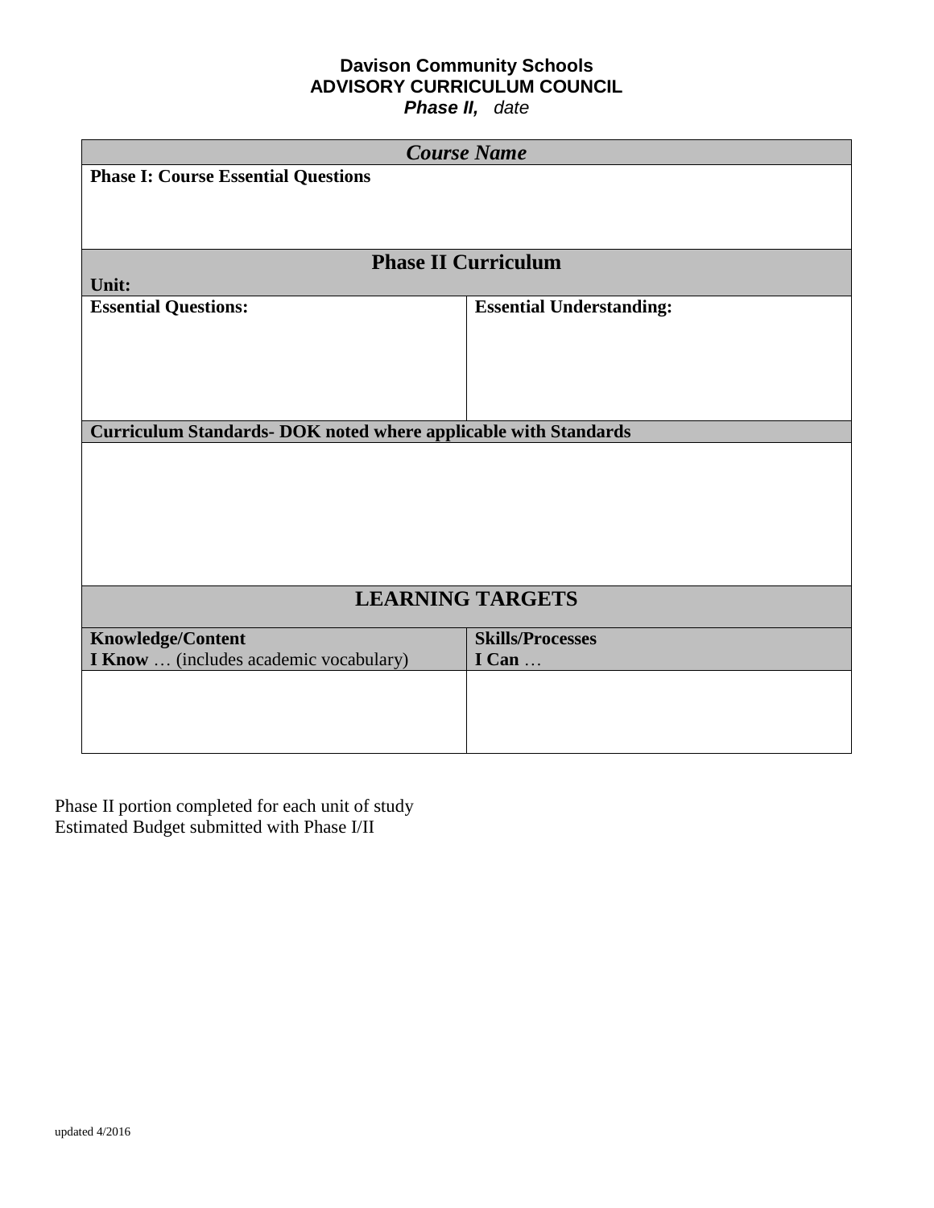**Davison Community Schools**
**ADVISORY CURRICULUM COUNCIL**
***Phase II,*** *date*

| ***Course Name*** | |
|---|---|
| **Phase I: Course Essential Questions** | |
| **Phase II Curriculum**<br>**Unit:** | |
| **Essential Questions:** | **Essential Understanding:** |
| **Curriculum Standards- DOK noted where applicable with Standards** | |
| | |
| **LEARNING TARGETS** | |
| **Knowledge/Content**<br>**I Know** … (includes academic vocabulary) | **Skills/Processes**<br>**I Can** … |
| | |

Phase II portion completed for each unit of study
Estimated Budget submitted with Phase I/II

updated 4/2016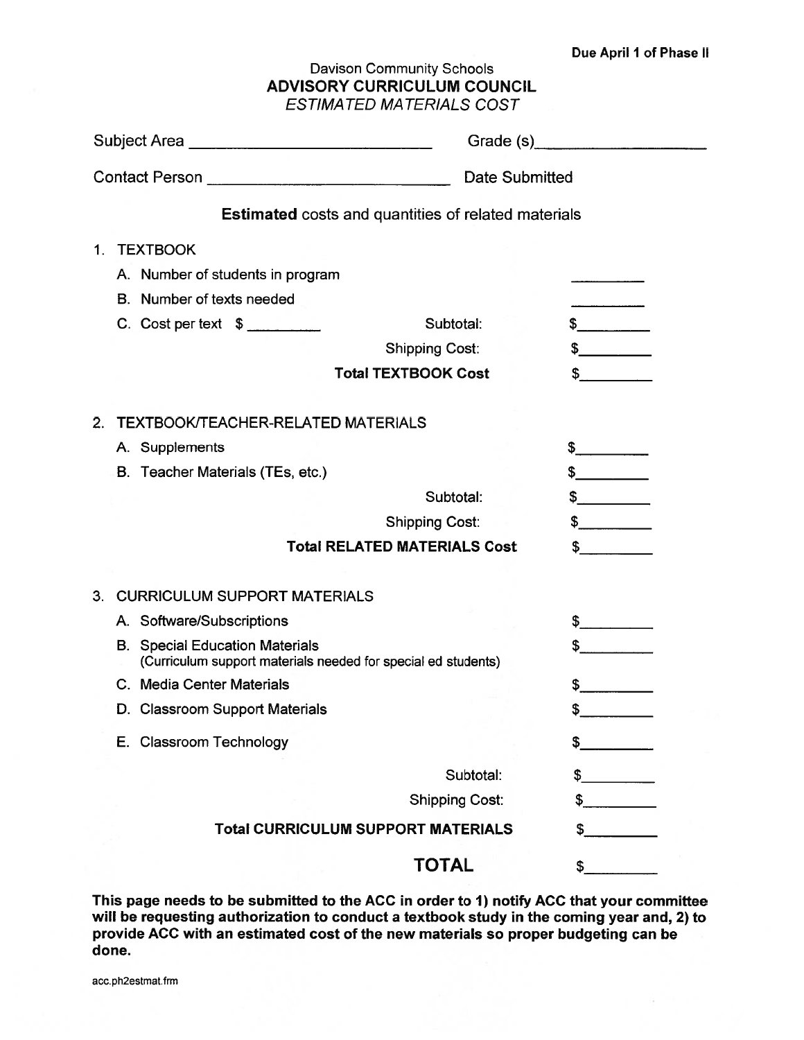**Due April 1 of Phase II**

Davison Community Schools

## ADVISORY CURRICULUM COUNCIL

*ESTIMATED MATERIALS COST*

Subject Area ____________________________ Grade (s)____________________

Contact Person ____________________________ Date Submitted

**Estimated** costs and quantities of related materials

1. TEXTBOOK
   - A. Number of students in program ________
   - B. Number of texts needed ________
   - C. Cost per text $ ________ Subtotal: $________
   
   Shipping Cost: $________
   
   **Total TEXTBOOK Cost** $________

2. TEXTBOOK/TEACHER-RELATED MATERIALS
   - A. Supplements $________
   - B. Teacher Materials (TEs, etc.) $________
   
   Subtotal: $________
   
   Shipping Cost: $________
   
   **Total RELATED MATERIALS Cost** $________

3. CURRICULUM SUPPORT MATERIALS
   - A. Software/Subscriptions $________
   - B. Special Education Materials (Curriculum support materials needed for special ed students) $________
   - C. Media Center Materials $________
   - D. Classroom Support Materials $________
   - E. Classroom Technology $________
   
   Subtotal: $________
   
   Shipping Cost: $________
   
   **Total CURRICULUM SUPPORT MATERIALS** $________

**TOTAL** $________

**This page needs to be submitted to the ACC in order to 1) notify ACC that your committee will be requesting authorization to conduct a textbook study in the coming year and, 2) to provide ACC with an estimated cost of the new materials so proper budgeting can be done.**

acc.ph2estmat.frm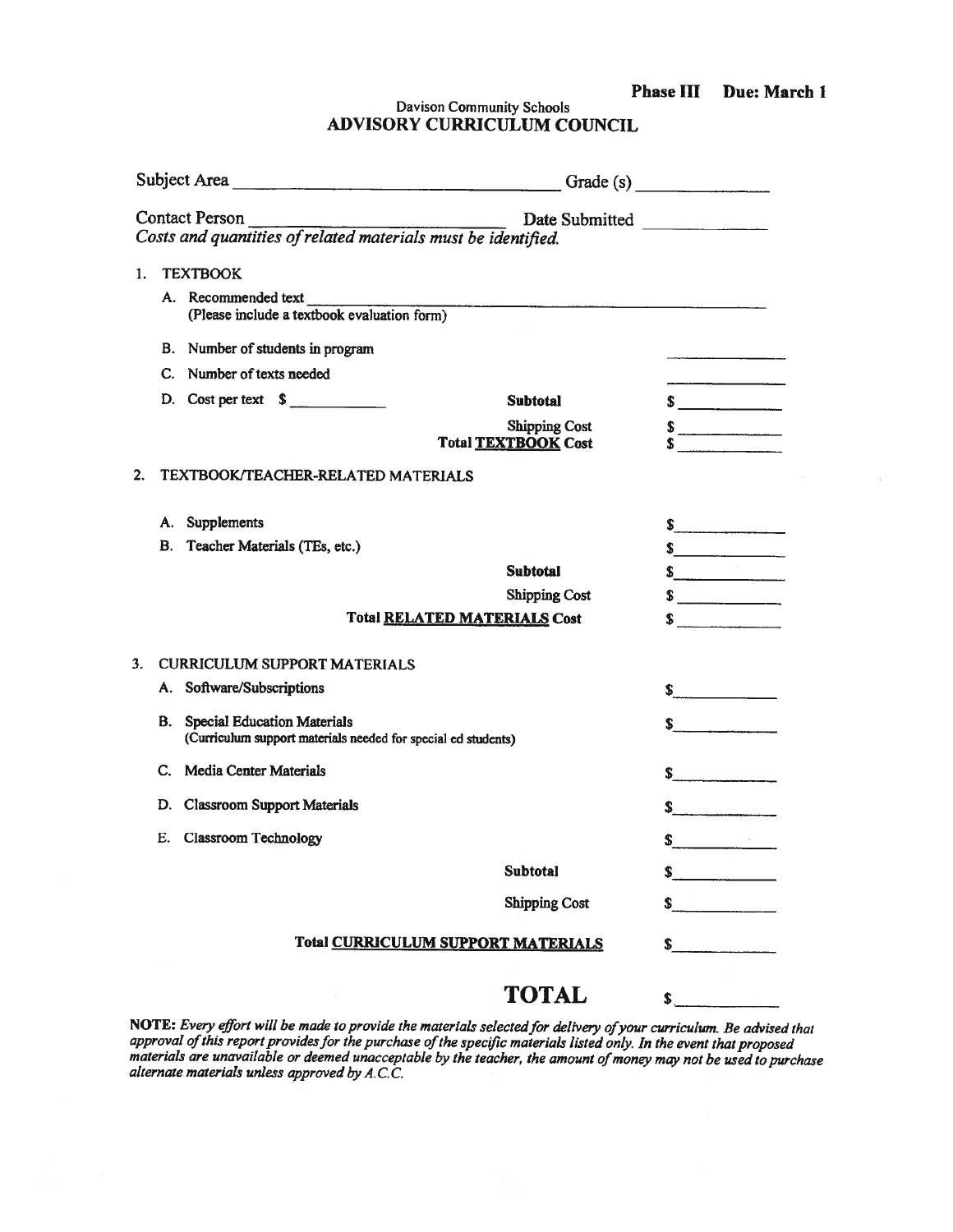**Phase III Due: March 1**

Davison Community Schools

## ADVISORY CURRICULUM COUNCIL

Subject Area ______________________________ Grade (s) ______________

Contact Person ______________________________ Date Submitted ______________

*Costs and quantities of related materials must be identified.*

1. TEXTBOOK

   A. Recommended text ______________________________________________
   (Please include a textbook evaluation form)

   B. Number of students in program ______________

   C. Number of texts needed ______________

   D. Cost per text $ ___________ **Subtotal** $ ___________

   **Shipping Cost** $ ___________

   **Total TEXTBOOK Cost** $ ___________

2. TEXTBOOK/TEACHER-RELATED MATERIALS

   A. Supplements $ ___________

   B. Teacher Materials (TEs, etc.) $ ___________

   **Subtotal** $ ___________

   **Shipping Cost** $ ___________

   **Total RELATED MATERIALS Cost** $ ___________

3. CURRICULUM SUPPORT MATERIALS

   A. Software/Subscriptions $ ___________

   B. Special Education Materials $ ___________
   (Curriculum support materials needed for special ed students)

   C. Media Center Materials $ ___________

   D. Classroom Support Materials $ ___________

   E. Classroom Technology $ ___________

   **Subtotal** $ ___________

   **Shipping Cost** $ ___________

   **Total CURRICULUM SUPPORT MATERIALS** $ ___________

**TOTAL** $ ___________

**NOTE:** *Every effort will be made to provide the materials selected for delivery of your curriculum. Be advised that approval of this report provides for the purchase of the specific materials listed only. In the event that proposed materials are unavailable or deemed unacceptable by the teacher, the amount of money may not be used to purchase alternate materials unless approved by A.C.C.*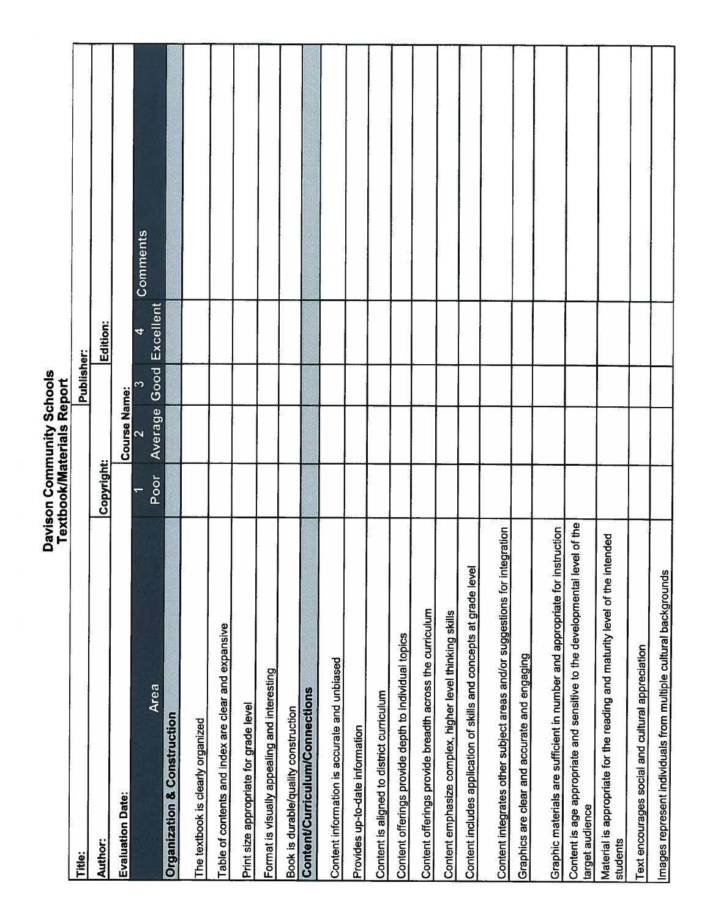# Davison Community Schools
## Textbook/Materials Report

| Title: | | | Publisher: | | |
|---|---|---|---|---|---|
| **Author:** | **Copyright:** | | | **Edition:** | |
| **Evaluation Date:** | | **Course Name:** | | | |

| Area | 1 Poor | 2 Average | 3 Good | 4 Excellent | Comments |
|---|---|---|---|---|---|
| **Organization & Construction** | | | | | |
| The textbook is clearly organized | | | | | |
| Table of contents and index are clear and expansive | | | | | |
| Print size appropriate for grade level | | | | | |
| Format is visually appealing and interesting | | | | | |
| Book is durable/quality construction | | | | | |
| **Content/Curriculum/Connections** | | | | | |
| Content information is accurate and unbiased | | | | | |
| Provides up-to-date information | | | | | |
| Content is aligned to district curriculum | | | | | |
| Content offerings provide depth to individual topics | | | | | |
| Content offerings provide breadth across the curriculum | | | | | |
| Content emphasize complex, higher level thinking skills | | | | | |
| Content includes application of skills and concepts at grade level | | | | | |
| Content integrates other subject areas and/or suggestions for integration | | | | | |
| Graphics are clear and accurate and engaging | | | | | |
| Graphic materials are sufficient in number and appropriate for instruction | | | | | |
| Content is age appropriate and sensitive to the developmental level of the target audience | | | | | |
| Material is appropriate for the reading and maturity level of the intended students | | | | | |
| Text encourages social and cultural appreciation | | | | | |
| Images represent individuals from multiple cultural backgrounds | | | | | |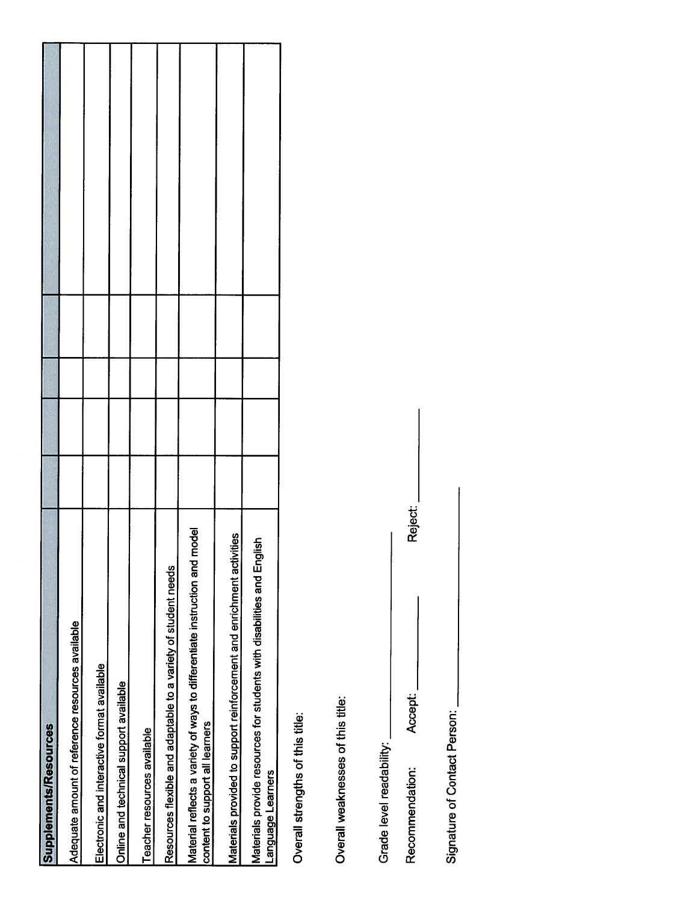| Supplements/Resources | | | | | |
|---|---|---|---|---|---|
| Adequate amount of reference resources available | | | | | |
| Electronic and interactive format available | | | | | |
| Online and technical support available | | | | | |
| Teacher resources available | | | | | |
| Resources flexible and adaptable to a variety of student needs | | | | | |
| Material reflects a variety of ways to differentiate instruction and model content to support all learners | | | | | |
| Materials provided to support reinforcement and enrichment activities | | | | | |
| Materials provide resources for students with disabilities and English Language Learners | | | | | |

Overall strengths of this title:

Overall weaknesses of this title:

Grade level readability: ____________

Recommendation: Accept: ________ Reject: ________

Signature of Contact Person: ____________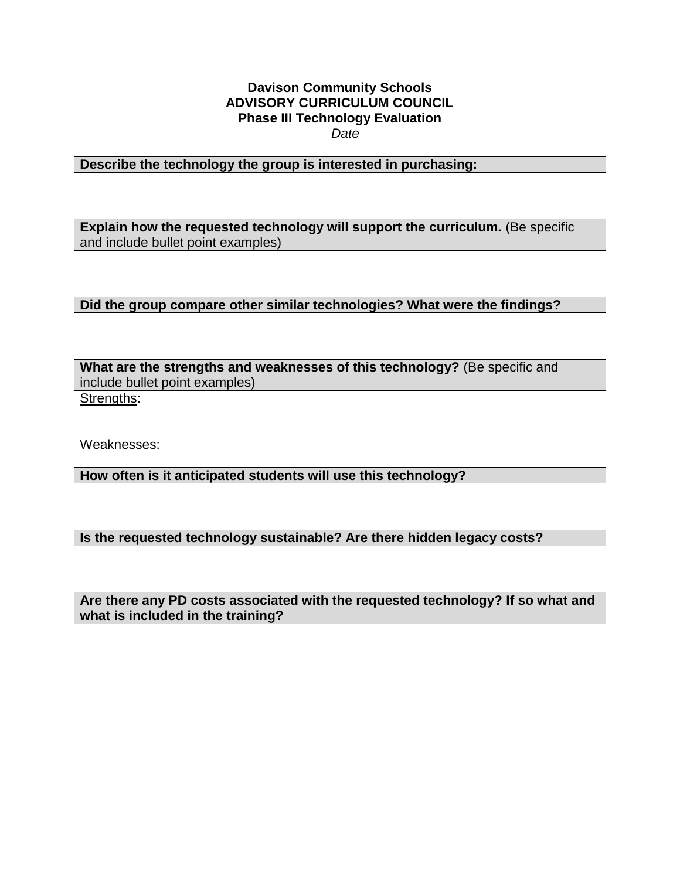**Davison Community Schools**
**ADVISORY CURRICULUM COUNCIL**
**Phase III Technology Evaluation**
*Date*

| **Describe the technology the group is interested in purchasing:** |
|---|
| |
| **Explain how the requested technology will support the curriculum.** (Be specific and include bullet point examples) |
| |
| **Did the group compare other similar technologies? What were the findings?** |
| |
| **What are the strengths and weaknesses of this technology?** (Be specific and include bullet point examples) |
| <u>Strengths</u>:<br><br><br><u>Weaknesses</u>: |
| **How often is it anticipated students will use this technology?** |
| |
| **Is the requested technology sustainable? Are there hidden legacy costs?** |
| |
| **Are there any PD costs associated with the requested technology? If so what and what is included in the training?** |
| |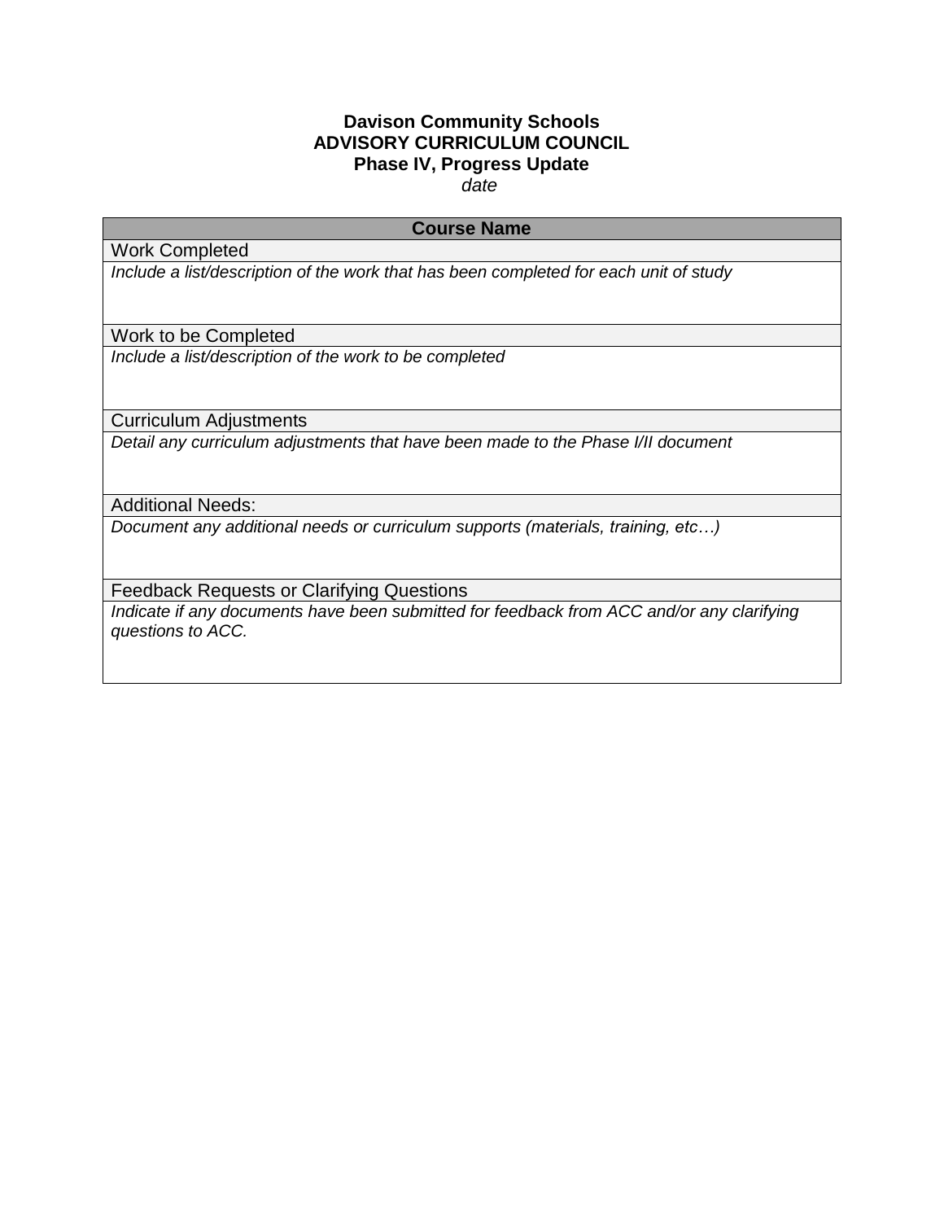**Davison Community Schools**
**ADVISORY CURRICULUM COUNCIL**
**Phase IV, Progress Update**
*date*

| **Course Name** |
|---|
| Work Completed |
| *Include a list/description of the work that has been completed for each unit of study* |
| Work to be Completed |
| *Include a list/description of the work to be completed* |
| Curriculum Adjustments |
| *Detail any curriculum adjustments that have been made to the Phase I/II document* |
| Additional Needs: |
| *Document any additional needs or curriculum supports (materials, training, etc…)* |
| Feedback Requests or Clarifying Questions |
| *Indicate if any documents have been submitted for feedback from ACC and/or any clarifying questions to ACC.* |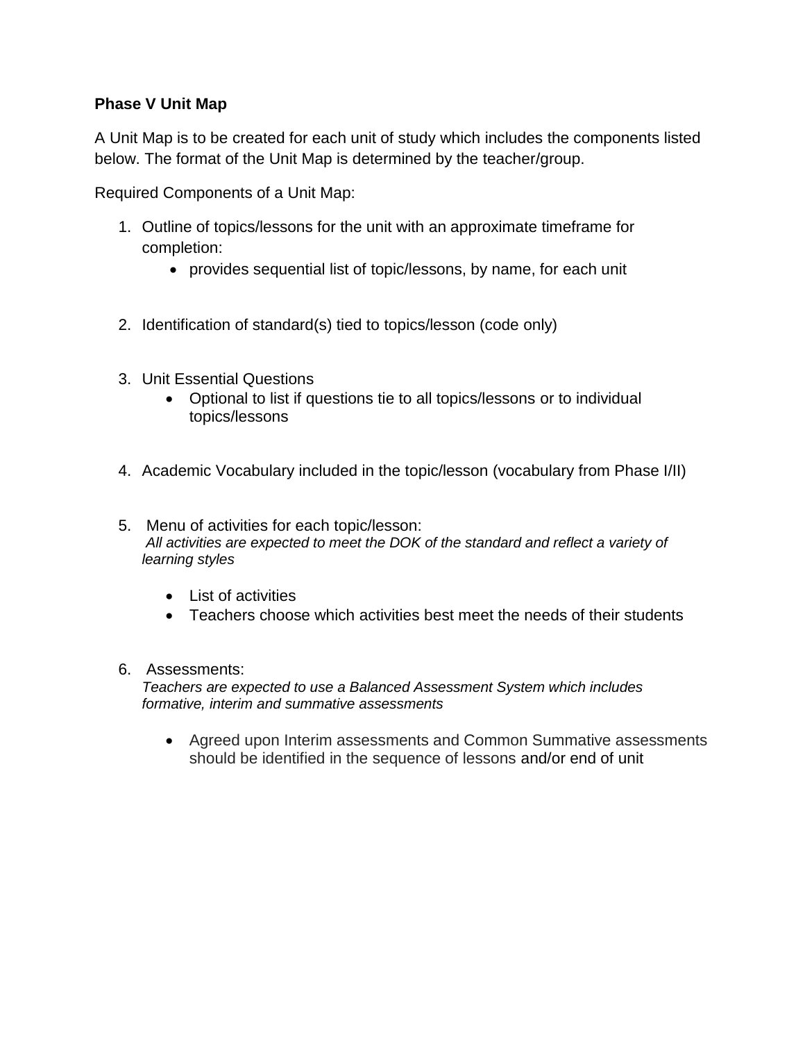**Phase V Unit Map**

A Unit Map is to be created for each unit of study which includes the components listed below. The format of the Unit Map is determined by the teacher/group.

Required Components of a Unit Map:

1. Outline of topics/lessons for the unit with an approximate timeframe for completion:
   - provides sequential list of topic/lessons, by name, for each unit

2. Identification of standard(s) tied to topics/lesson (code only)

3. Unit Essential Questions
   - Optional to list if questions tie to all topics/lessons or to individual topics/lessons

4. Academic Vocabulary included in the topic/lesson (vocabulary from Phase I/II)

5. Menu of activities for each topic/lesson:
   *All activities are expected to meet the DOK of the standard and reflect a variety of learning styles*

   - List of activities
   - Teachers choose which activities best meet the needs of their students

6. Assessments:
   *Teachers are expected to use a Balanced Assessment System which includes formative, interim and summative assessments*

   - Agreed upon Interim assessments and Common Summative assessments should be identified in the sequence of lessons and/or end of unit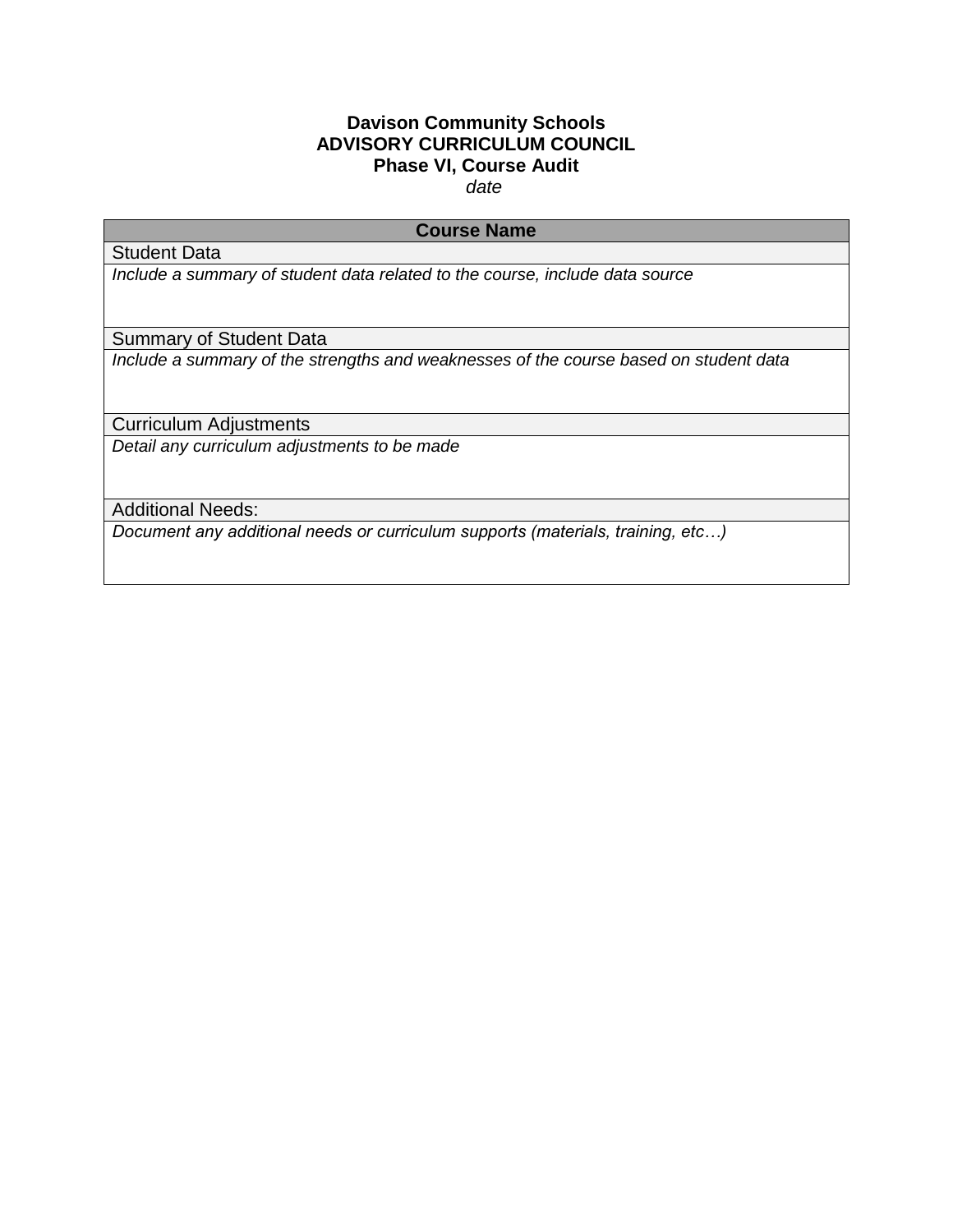**Davison Community Schools**
**ADVISORY CURRICULUM COUNCIL**
**Phase VI, Course Audit**
*date*

| **Course Name** |
|---|
| Student Data |
| *Include a summary of student data related to the course, include data source* |
| Summary of Student Data |
| *Include a summary of the strengths and weaknesses of the course based on student data* |
| Curriculum Adjustments |
| *Detail any curriculum adjustments to be made* |
| Additional Needs: |
| *Document any additional needs or curriculum supports (materials, training, etc…)* |